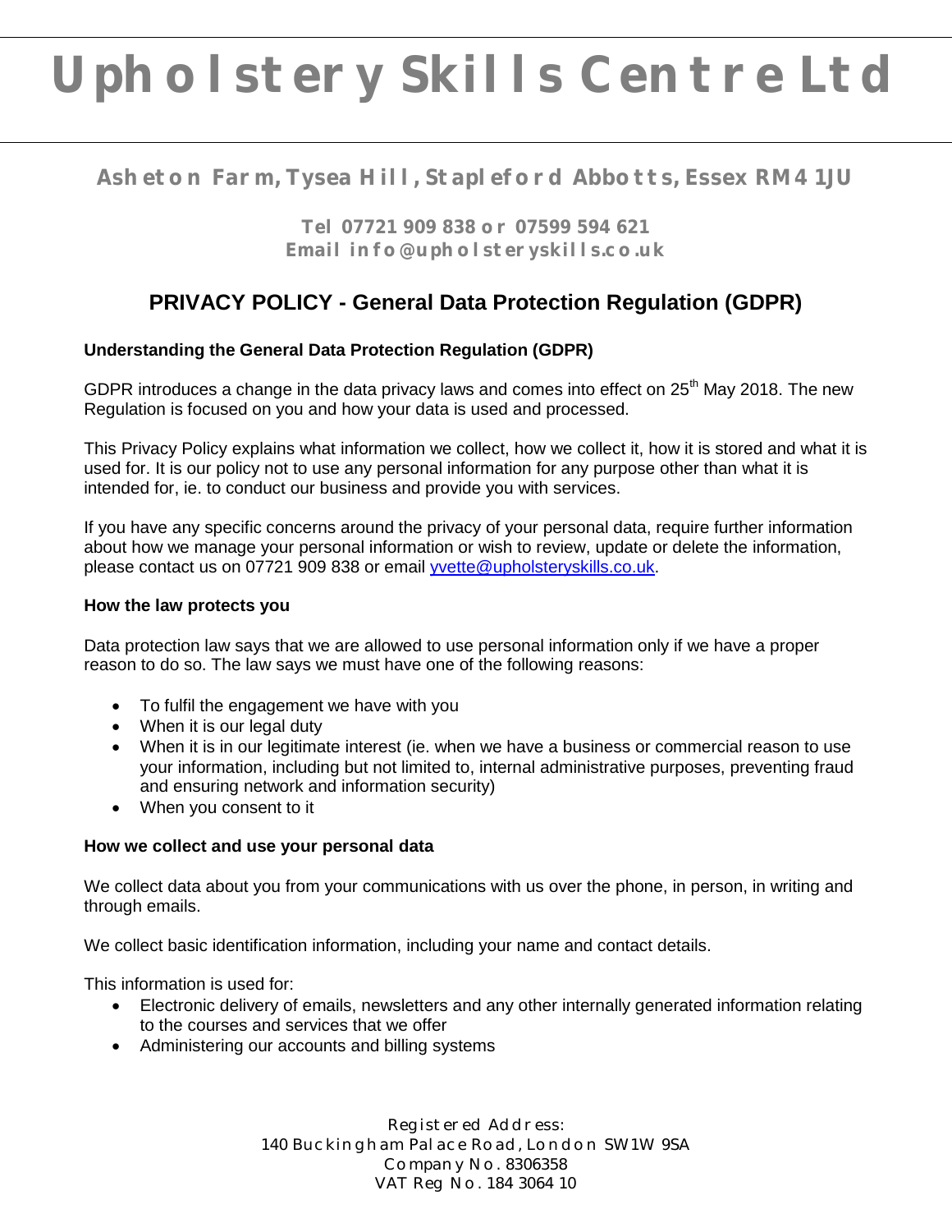# Upholstery Skills Centre Ltd

**Asheton Farm, Tysea Hill, Stapleford Abbotts, Essex RM4 1JU**

**Tel 07721 909 838 or 07599 594 621**
**Email info@upholsteryskills.co.uk**

## PRIVACY POLICY - General Data Protection Regulation (GDPR)

### Understanding the General Data Protection Regulation (GDPR)

GDPR introduces a change in the data privacy laws and comes into effect on 25th May 2018. The new Regulation is focused on you and how your data is used and processed.

This Privacy Policy explains what information we collect, how we collect it, how it is stored and what it is used for. It is our policy not to use any personal information for any purpose other than what it is intended for, ie. to conduct our business and provide you with services.

If you have any specific concerns around the privacy of your personal data, require further information about how we manage your personal information or wish to review, update or delete the information, please contact us on 07721 909 838 or email yvette@upholsteryskills.co.uk.

### How the law protects you

Data protection law says that we are allowed to use personal information only if we have a proper reason to do so. The law says we must have one of the following reasons:

- To fulfil the engagement we have with you
- When it is our legal duty
- When it is in our legitimate interest (ie. when we have a business or commercial reason to use your information, including but not limited to, internal administrative purposes, preventing fraud and ensuring network and information security)
- When you consent to it

### How we collect and use your personal data

We collect data about you from your communications with us over the phone, in person, in writing and through emails.

We collect basic identification information, including your name and contact details.

This information is used for:

- Electronic delivery of emails, newsletters and any other internally generated information relating to the courses and services that we offer
- Administering our accounts and billing systems

Registered Address:
140 Buckingham Palace Road, London SW1W 9SA
Company No. 8306358
VAT Reg No. 184 3064 10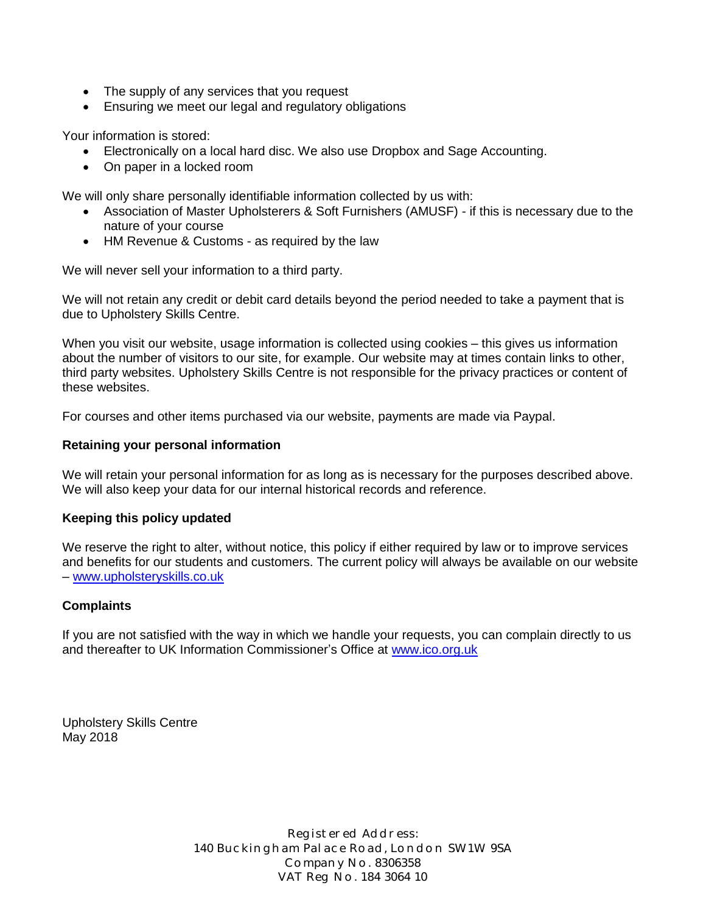- The supply of any services that you request
- Ensuring we meet our legal and regulatory obligations

Your information is stored:

- Electronically on a local hard disc. We also use Dropbox and Sage Accounting.
- On paper in a locked room

We will only share personally identifiable information collected by us with:

- Association of Master Upholsterers & Soft Furnishers (AMUSF) - if this is necessary due to the nature of your course
- HM Revenue & Customs - as required by the law

We will never sell your information to a third party.

We will not retain any credit or debit card details beyond the period needed to take a payment that is due to Upholstery Skills Centre.

When you visit our website, usage information is collected using cookies – this gives us information about the number of visitors to our site, for example. Our website may at times contain links to other, third party websites. Upholstery Skills Centre is not responsible for the privacy practices or content of these websites.

For courses and other items purchased via our website, payments are made via Paypal.

**Retaining your personal information**

We will retain your personal information for as long as is necessary for the purposes described above. We will also keep your data for our internal historical records and reference.

**Keeping this policy updated**

We reserve the right to alter, without notice, this policy if either required by law or to improve services and benefits for our students and customers. The current policy will always be available on our website – [www.upholsteryskills.co.uk](www.upholsteryskills.co.uk)

**Complaints**

If you are not satisfied with the way in which we handle your requests, you can complain directly to us and thereafter to UK Information Commissioner's Office at [www.ico.org.uk](www.ico.org.uk)

Upholstery Skills Centre
May 2018

Registered Address:
140 Buckingham Palace Road, London SW1W 9SA
Company No. 8306358
VAT Reg No. 184 3064 10